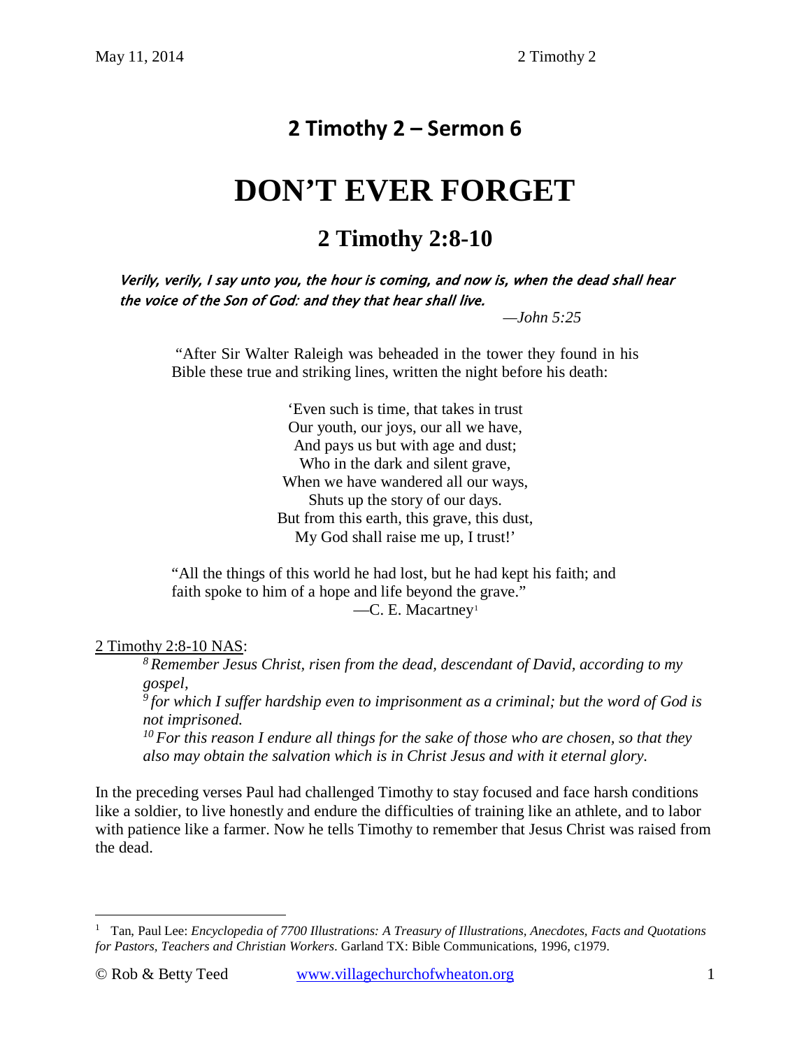## 2 Timothy 2 – Sermon 6

# DON'T EVER FORGET

## 2 Timothy 2:8-10

*Verily, verily, I say unto you, the hour is coming, and now is, when the dead shall hear the voice of the Son of God: and they that hear shall live.*

—*John 5:25*

> "After Sir Walter Raleigh was beheaded in the tower they found in his Bible these true and striking lines, written the night before his death:
>
> 'Even such is time, that takes in trust
> Our youth, our joys, our all we have,
> And pays us but with age and dust;
> Who in the dark and silent grave,
> When we have wandered all our ways,
> Shuts up the story of our days.
> But from this earth, this grave, this dust,
> My God shall raise me up, I trust!'
>
> "All the things of this world he had lost, but he had kept his faith; and faith spoke to him of a hope and life beyond the grave."
>
> —C. E. Macartney[1]

2 Timothy 2:8-10 NAS:

> [8] *Remember Jesus Christ, risen from the dead, descendant of David, according to my gospel,*
>
> [9] *for which I suffer hardship even to imprisonment as a criminal; but the word of God is not imprisoned.*
>
> [10] *For this reason I endure all things for the sake of those who are chosen, so that they also may obtain the salvation which is in Christ Jesus and with it eternal glory.*

In the preceding verses Paul had challenged Timothy to stay focused and face harsh conditions like a soldier, to live honestly and endure the difficulties of training like an athlete, and to labor with patience like a farmer. Now he tells Timothy to remember that Jesus Christ was raised from the dead.

---

[1] Tan, Paul Lee: *Encyclopedia of 7700 Illustrations: A Treasury of Illustrations, Anecdotes, Facts and Quotations for Pastors, Teachers and Christian Workers*. Garland TX: Bible Communications, 1996, c1979.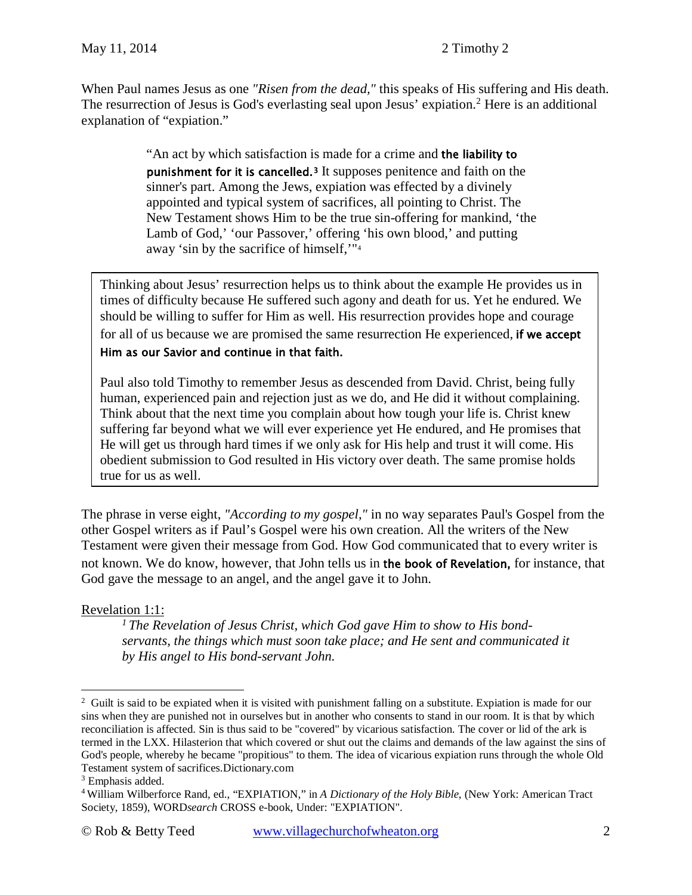When Paul names Jesus as one *"Risen from the dead,"* this speaks of His suffering and His death. The resurrection of Jesus is God's everlasting seal upon Jesus' expiation.[2] Here is an additional explanation of "expiation."

> "An act by which satisfaction is made for a crime and **the liability to punishment for it is cancelled.**[3] It supposes penitence and faith on the sinner's part. Among the Jews, expiation was effected by a divinely appointed and typical system of sacrifices, all pointing to Christ. The New Testament shows Him to be the true sin-offering for mankind, 'the Lamb of God,' 'our Passover,' offering 'his own blood,' and putting away 'sin by the sacrifice of himself,'"[4]

Thinking about Jesus' resurrection helps us to think about the example He provides us in times of difficulty because He suffered such agony and death for us. Yet he endured. We should be willing to suffer for Him as well. His resurrection provides hope and courage for all of us because we are promised the same resurrection He experienced, **if we accept Him as our Savior and continue in that faith.**

Paul also told Timothy to remember Jesus as descended from David. Christ, being fully human, experienced pain and rejection just as we do, and He did it without complaining. Think about that the next time you complain about how tough your life is. Christ knew suffering far beyond what we will ever experience yet He endured, and He promises that He will get us through hard times if we only ask for His help and trust it will come. His obedient submission to God resulted in His victory over death. The same promise holds true for us as well.

The phrase in verse eight, *"According to my gospel,"* in no way separates Paul's Gospel from the other Gospel writers as if Paul's Gospel were his own creation. All the writers of the New Testament were given their message from God. How God communicated that to every writer is not known. We do know, however, that John tells us in **the book of Revelation,** for instance, that God gave the message to an angel, and the angel gave it to John.

Revelation 1:1:

> *[1] The Revelation of Jesus Christ, which God gave Him to show to His bond-servants, the things which must soon take place; and He sent and communicated it by His angel to His bond-servant John.*

---

[2] Guilt is said to be expiated when it is visited with punishment falling on a substitute. Expiation is made for our sins when they are punished not in ourselves but in another who consents to stand in our room. It is that by which reconciliation is affected. Sin is thus said to be "covered" by vicarious satisfaction. The cover or lid of the ark is termed in the LXX. Hilasterion that which covered or shut out the claims and demands of the law against the sins of God's people, whereby he became "propitious" to them. The idea of vicarious expiation runs through the whole Old Testament system of sacrifices.Dictionary.com

[3] Emphasis added.

[4] William Wilberforce Rand, ed., "EXPIATION," in *A Dictionary of the Holy Bible*, (New York: American Tract Society, 1859), WORD*search* CROSS e-book, Under: "EXPIATION".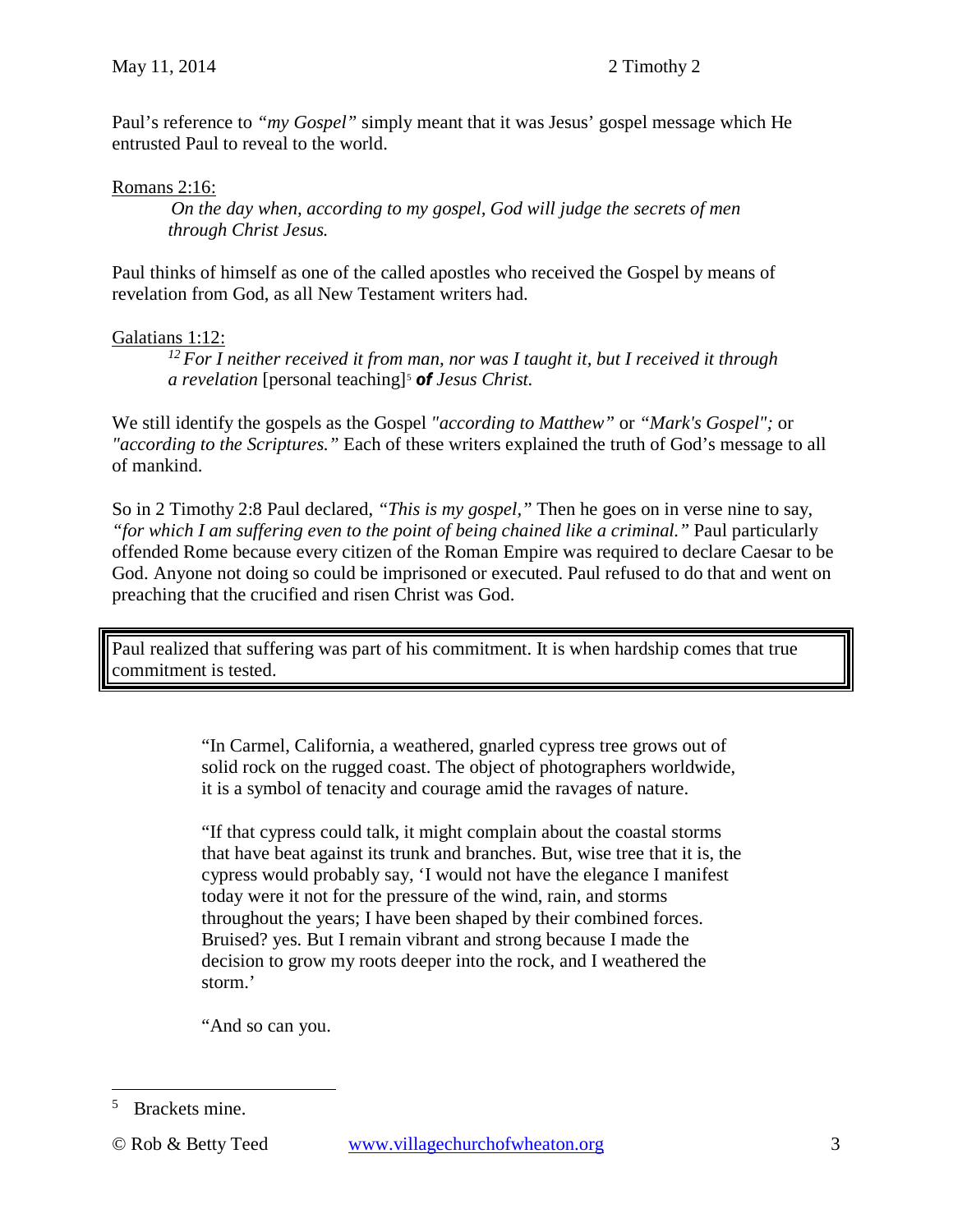Paul's reference to *"my Gospel"* simply meant that it was Jesus' gospel message which He entrusted Paul to reveal to the world.

Romans 2:16:

> *On the day when, according to my gospel, God will judge the secrets of men through Christ Jesus.*

Paul thinks of himself as one of the called apostles who received the Gospel by means of revelation from God, as all New Testament writers had.

Galatians 1:12:

> [12] *For I neither received it from man, nor was I taught it, but I received it through a revelation* [personal teaching][5] ***of*** *Jesus Christ.*

We still identify the gospels as the Gospel *"according to Matthew"* or *"Mark's Gospel";* or *"according to the Scriptures."* Each of these writers explained the truth of God's message to all of mankind.

So in 2 Timothy 2:8 Paul declared, *"This is my gospel,"* Then he goes on in verse nine to say, *"for which I am suffering even to the point of being chained like a criminal."* Paul particularly offended Rome because every citizen of the Roman Empire was required to declare Caesar to be God. Anyone not doing so could be imprisoned or executed. Paul refused to do that and went on preaching that the crucified and risen Christ was God.

> Paul realized that suffering was part of his commitment. It is when hardship comes that true commitment is tested.

> "In Carmel, California, a weathered, gnarled cypress tree grows out of solid rock on the rugged coast. The object of photographers worldwide, it is a symbol of tenacity and courage amid the ravages of nature.
>
> "If that cypress could talk, it might complain about the coastal storms that have beat against its trunk and branches. But, wise tree that it is, the cypress would probably say, 'I would not have the elegance I manifest today were it not for the pressure of the wind, rain, and storms throughout the years; I have been shaped by their combined forces. Bruised? yes. But I remain vibrant and strong because I made the decision to grow my roots deeper into the rock, and I weathered the storm.'
>
> "And so can you.

---

[5] Brackets mine.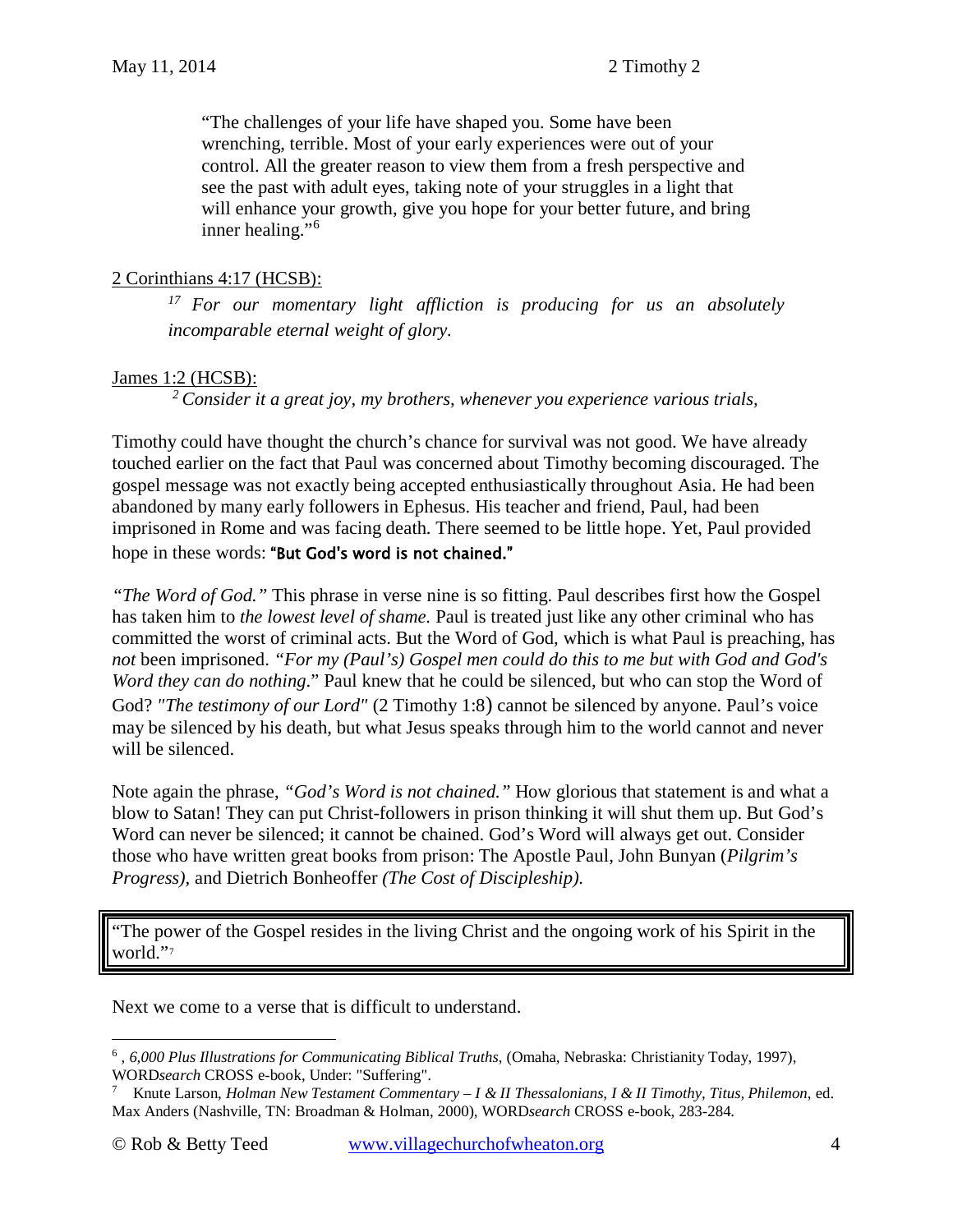> "The challenges of your life have shaped you. Some have been wrenching, terrible. Most of your early experiences were out of your control. All the greater reason to view them from a fresh perspective and see the past with adult eyes, taking note of your struggles in a light that will enhance your growth, give you hope for your better future, and bring inner healing."[6]

2 Corinthians 4:17 (HCSB):

> [17] *For our momentary light affliction is producing for us an absolutely incomparable eternal weight of glory.*

James 1:2 (HCSB):

> [2] *Consider it a great joy, my brothers, whenever you experience various trials,*

Timothy could have thought the church's chance for survival was not good. We have already touched earlier on the fact that Paul was concerned about Timothy becoming discouraged. The gospel message was not exactly being accepted enthusiastically throughout Asia. He had been abandoned by many early followers in Ephesus. His teacher and friend, Paul, had been imprisoned in Rome and was facing death. There seemed to be little hope. Yet, Paul provided hope in these words: **"But God's word is not chained."**

*"The Word of God."* This phrase in verse nine is so fitting. Paul describes first how the Gospel has taken him to *the lowest level of shame.* Paul is treated just like any other criminal who has committed the worst of criminal acts. But the Word of God, which is what Paul is preaching, has *not* been imprisoned. *"For my (Paul's) Gospel men could do this to me but with God and God's Word they can do nothing*." Paul knew that he could be silenced, but who can stop the Word of God? *"The testimony of our Lord"* (2 Timothy 1:8) cannot be silenced by anyone. Paul's voice may be silenced by his death, but what Jesus speaks through him to the world cannot and never will be silenced.

Note again the phrase, *"God's Word is not chained."* How glorious that statement is and what a blow to Satan! They can put Christ-followers in prison thinking it will shut them up. But God's Word can never be silenced; it cannot be chained. God's Word will always get out. Consider those who have written great books from prison: The Apostle Paul, John Bunyan (*Pilgrim's Progress)*, and Dietrich Bonheoffer *(The Cost of Discipleship).*

> "The power of the Gospel resides in the living Christ and the ongoing work of his Spirit in the world."[7]

Next we come to a verse that is difficult to understand.

---

[6] , *6,000 Plus Illustrations for Communicating Biblical Truths,* (Omaha, Nebraska: Christianity Today, 1997), WORD*search* CROSS e-book, Under: "Suffering".

[7] Knute Larson, *Holman New Testament Commentary – I & II Thessalonians, I & II Timothy, Titus, Philemon*, ed. Max Anders (Nashville, TN: Broadman & Holman, 2000), WORD*search* CROSS e-book, 283-284.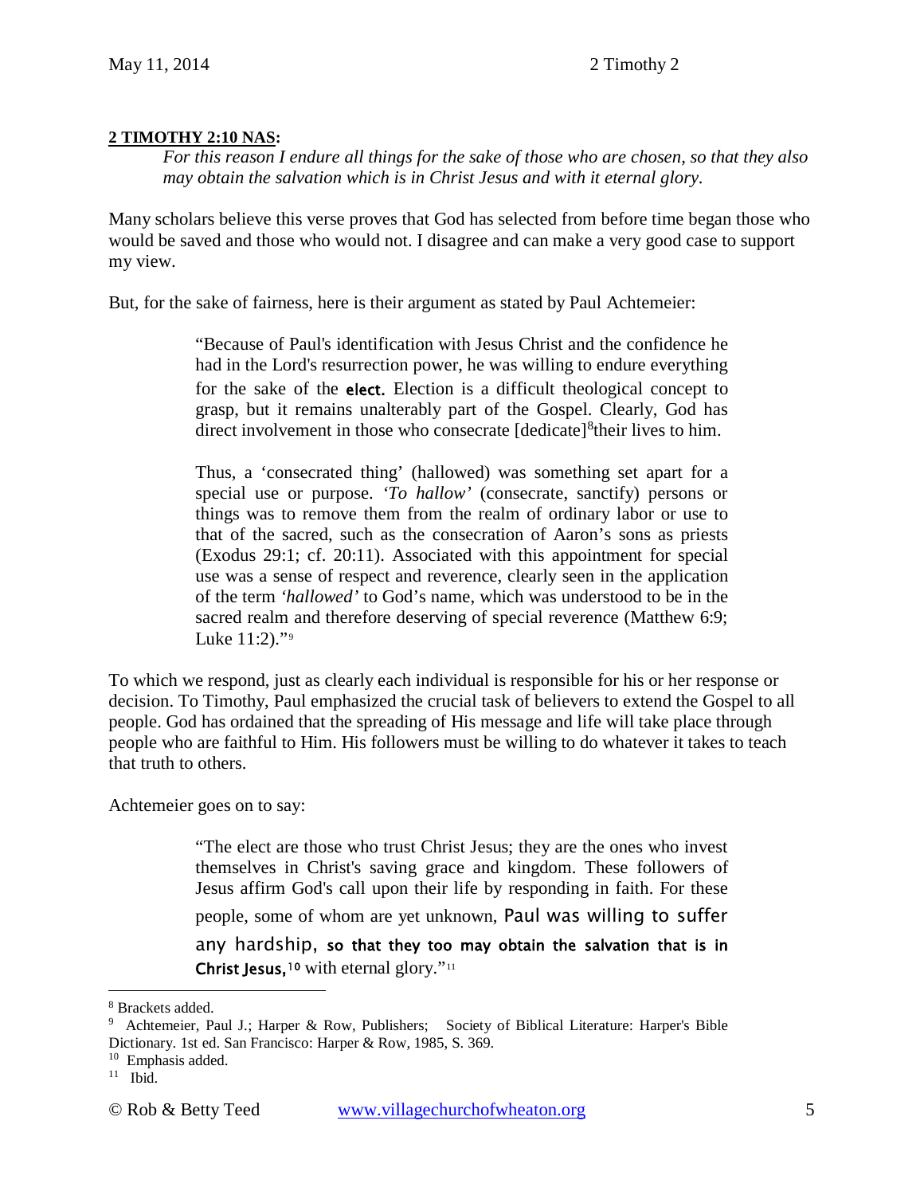**2 TIMOTHY 2:10 NAS:**

> *For this reason I endure all things for the sake of those who are chosen, so that they also may obtain the salvation which is in Christ Jesus and with it eternal glory.*

Many scholars believe this verse proves that God has selected from before time began those who would be saved and those who would not. I disagree and can make a very good case to support my view.

But, for the sake of fairness, here is their argument as stated by Paul Achtemeier:

> "Because of Paul's identification with Jesus Christ and the confidence he had in the Lord's resurrection power, he was willing to endure everything for the sake of the **elect.** Election is a difficult theological concept to grasp, but it remains unalterably part of the Gospel. Clearly, God has direct involvement in those who consecrate [dedicate][8]their lives to him.
>
> Thus, a 'consecrated thing' (hallowed) was something set apart for a special use or purpose. *'To hallow'* (consecrate, sanctify) persons or things was to remove them from the realm of ordinary labor or use to that of the sacred, such as the consecration of Aaron's sons as priests (Exodus 29:1; cf. 20:11). Associated with this appointment for special use was a sense of respect and reverence, clearly seen in the application of the term *'hallowed'* to God's name, which was understood to be in the sacred realm and therefore deserving of special reverence (Matthew 6:9; Luke 11:2)."[9]

To which we respond, just as clearly each individual is responsible for his or her response or decision. To Timothy, Paul emphasized the crucial task of believers to extend the Gospel to all people. God has ordained that the spreading of His message and life will take place through people who are faithful to Him. His followers must be willing to do whatever it takes to teach that truth to others.

Achtemeier goes on to say:

> "The elect are those who trust Christ Jesus; they are the ones who invest themselves in Christ's saving grace and kingdom. These followers of Jesus affirm God's call upon their life by responding in faith. For these people, some of whom are yet unknown, Paul was willing to suffer any hardship, **so that they too may obtain the salvation that is in Christ Jesus,**[10] with eternal glory."[11]

---

[8] Brackets added.

[9] Achtemeier, Paul J.; Harper & Row, Publishers; Society of Biblical Literature: Harper's Bible Dictionary. 1st ed. San Francisco: Harper & Row, 1985, S. 369.

[10] Emphasis added.

[11] Ibid.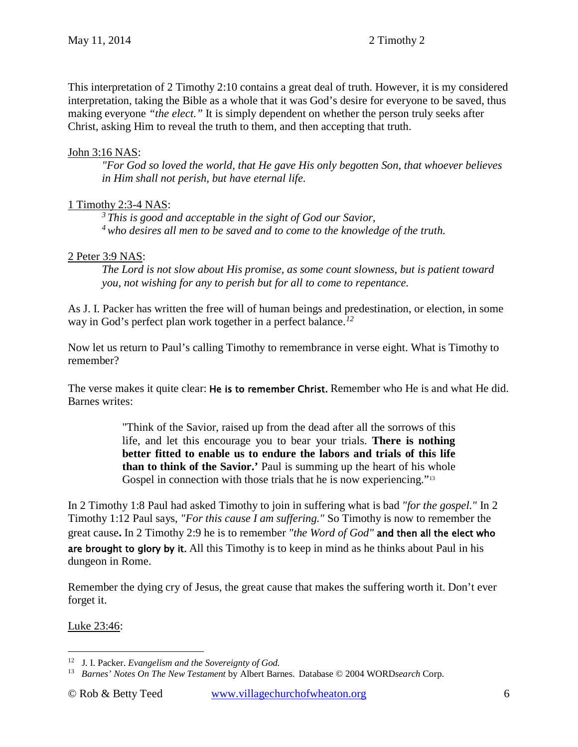This interpretation of 2 Timothy 2:10 contains a great deal of truth. However, it is my considered interpretation, taking the Bible as a whole that it was God's desire for everyone to be saved, thus making everyone *"the elect."* It is simply dependent on whether the person truly seeks after Christ, asking Him to reveal the truth to them, and then accepting that truth.

John 3:16 NAS:

> *"For God so loved the world, that He gave His only begotten Son, that whoever believes in Him shall not perish, but have eternal life.*

1 Timothy 2:3-4 NAS:

> *3 This is good and acceptable in the sight of God our Savior,*
> *4 who desires all men to be saved and to come to the knowledge of the truth.*

2 Peter 3:9 NAS:

> *The Lord is not slow about His promise, as some count slowness, but is patient toward you, not wishing for any to perish but for all to come to repentance.*

As J. I. Packer has written the free will of human beings and predestination, or election, in some way in God's perfect plan work together in a perfect balance.[12]

Now let us return to Paul's calling Timothy to remembrance in verse eight. What is Timothy to remember?

The verse makes it quite clear: **He is to remember Christ.** Remember who He is and what He did. Barnes writes:

> "Think of the Savior, raised up from the dead after all the sorrows of this life, and let this encourage you to bear your trials. **There is nothing better fitted to enable us to endure the labors and trials of this life than to think of the Savior.'** Paul is summing up the heart of his whole Gospel in connection with those trials that he is now experiencing."[13]

In 2 Timothy 1:8 Paul had asked Timothy to join in suffering what is bad *"for the gospel."* In 2 Timothy 1:12 Paul says, *"For this cause I am suffering."* So Timothy is now to remember the great cause**.** In 2 Timothy 2:9 he is to remember *"the Word of God"* **and then all the elect who are brought to glory by it.** All this Timothy is to keep in mind as he thinks about Paul in his dungeon in Rome.

Remember the dying cry of Jesus, the great cause that makes the suffering worth it. Don't ever forget it.

Luke 23:46:

---

[12] J. I. Packer. *Evangelism and the Sovereignty of God.*

[13] *Barnes' Notes On The New Testament* by Albert Barnes. Database © 2004 WORD*search* Corp.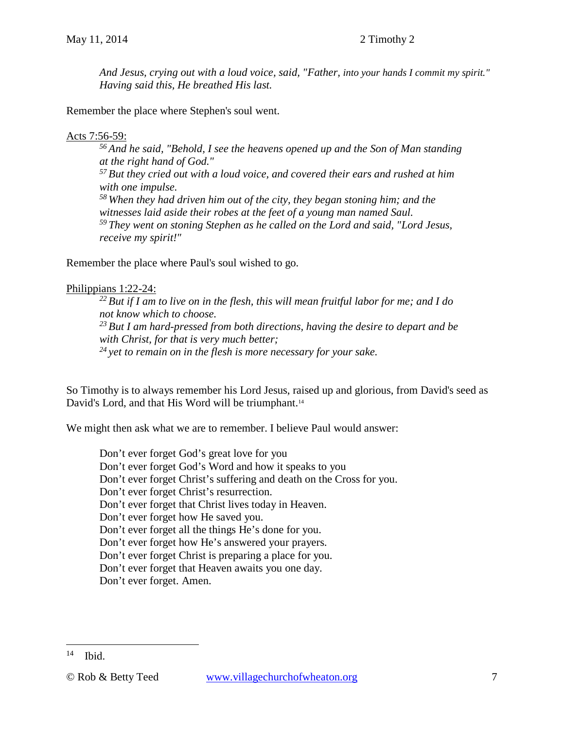*And Jesus, crying out with a loud voice, said, "Father, into your hands I commit my spirit." Having said this, He breathed His last.*

Remember the place where Stephen's soul went.

Acts 7:56-59:

> [56] *And he said, "Behold, I see the heavens opened up and the Son of Man standing at the right hand of God."*
> [57] *But they cried out with a loud voice, and covered their ears and rushed at him with one impulse.*
> [58] *When they had driven him out of the city, they began stoning him; and the witnesses laid aside their robes at the feet of a young man named Saul.*
> [59] *They went on stoning Stephen as he called on the Lord and said, "Lord Jesus, receive my spirit!"*

Remember the place where Paul's soul wished to go.

Philippians 1:22-24:

> [22] *But if I am to live on in the flesh, this will mean fruitful labor for me; and I do not know which to choose.*
> [23] *But I am hard-pressed from both directions, having the desire to depart and be with Christ, for that is very much better;*
> [24] *yet to remain on in the flesh is more necessary for your sake.*

So Timothy is to always remember his Lord Jesus, raised up and glorious, from David's seed as David's Lord, and that His Word will be triumphant.[14]

We might then ask what we are to remember. I believe Paul would answer:

> Don't ever forget God's great love for you
> Don't ever forget God's Word and how it speaks to you
> Don't ever forget Christ's suffering and death on the Cross for you.
> Don't ever forget Christ's resurrection.
> Don't ever forget that Christ lives today in Heaven.
> Don't ever forget how He saved you.
> Don't ever forget all the things He's done for you.
> Don't ever forget how He's answered your prayers.
> Don't ever forget Christ is preparing a place for you.
> Don't ever forget that Heaven awaits you one day.
> Don't ever forget. Amen.

---

[14] Ibid.

© Rob & Betty Teed www.villagechurchofwheaton.org